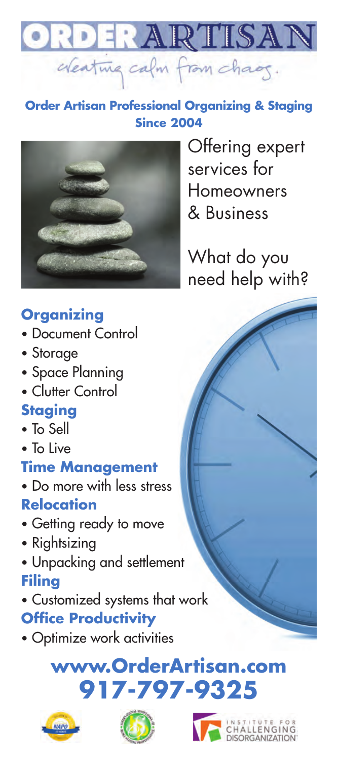# ORDER ARTISAN

*creating calm from chaos.*

**Order Artisan Professional Organizing & Staging Since 2004**

Offering expert services for Homeowners & Business

What do you need help with?

### Organizing

- Document Control
- Storage
- Space Planning
- Clutter Control

### Staging

- To Sell
- To Live

### Time Management

- Do more with less stress

### Relocation

- Getting ready to move
- Rightsizing
- Unpacking and settlement

### Filing

- Customized systems that work

### Office Productivity

- Optimize work activities

## www.OrderArtisan.com
## 917-797-9325

INSTITUTE FOR CHALLENGING DISORGANIZATION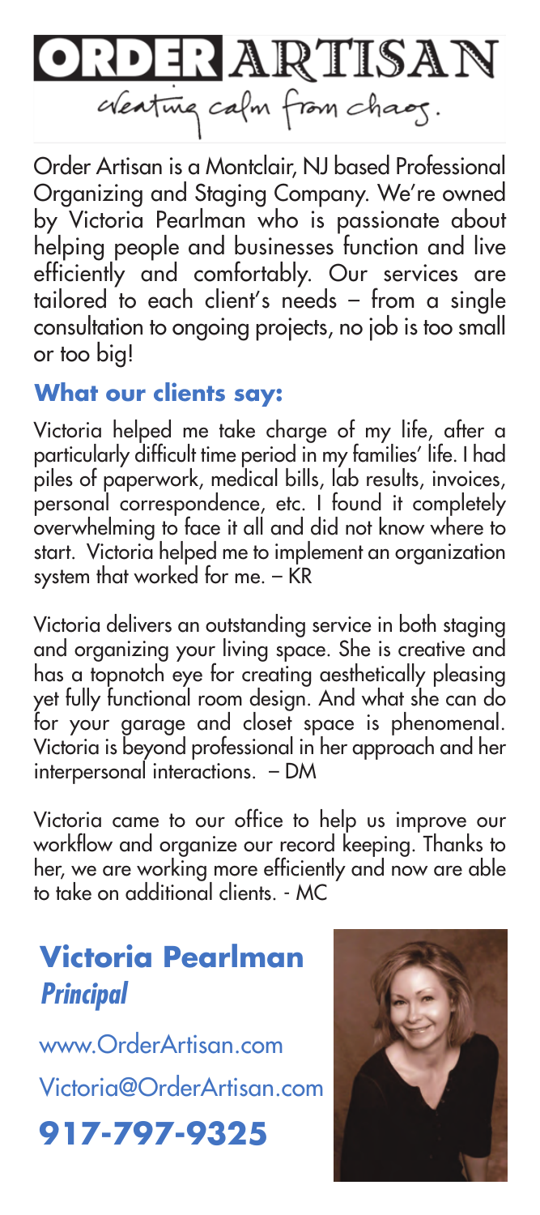# ORDER ARTISAN

creating calm from chaos.

Order Artisan is a Montclair, NJ based Professional Organizing and Staging Company. We're owned by Victoria Pearlman who is passionate about helping people and businesses function and live efficiently and comfortably. Our services are tailored to each client's needs – from a single consultation to ongoing projects, no job is too small or too big!

## What our clients say:

Victoria helped me take charge of my life, after a particularly difficult time period in my families' life. I had piles of paperwork, medical bills, lab results, invoices, personal correspondence, etc. I found it completely overwhelming to face it all and did not know where to start. Victoria helped me to implement an organization system that worked for me. – KR

Victoria delivers an outstanding service in both staging and organizing your living space. She is creative and has a topnotch eye for creating aesthetically pleasing yet fully functional room design. And what she can do for your garage and closet space is phenomenal. Victoria is beyond professional in her approach and her interpersonal interactions. – DM

Victoria came to our office to help us improve our workflow and organize our record keeping. Thanks to her, we are working more efficiently and now are able to take on additional clients. - MC

## Victoria Pearlman
***Principal***

www.OrderArtisan.com

Victoria@OrderArtisan.com

**917-797-9325**